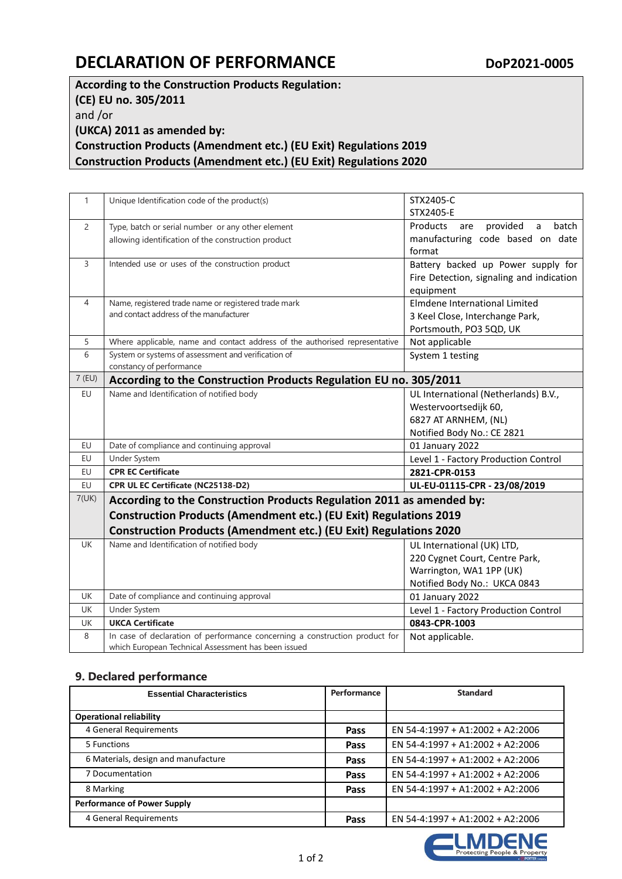# DECLARATION OF PERFORMANCE

**DoP2021-0005**

**According to the Construction Products Regulation:**
**(CE) EU no. 305/2011**
and /or
**(UKCA) 2011 as amended by:**
**Construction Products (Amendment etc.) (EU Exit) Regulations 2019**
**Construction Products (Amendment etc.) (EU Exit) Regulations 2020**

| | | |
|---|---|---|
| 1 | Unique Identification code of the product(s) | STX2405-C<br>STX2405-E |
| 2 | Type, batch or serial number or any other element allowing identification of the construction product | Products are provided a batch manufacturing code based on date format |
| 3 | Intended use or uses of the construction product | Battery backed up Power supply for Fire Detection, signaling and indication equipment |
| 4 | Name, registered trade name or registered trade mark and contact address of the manufacturer | Elmdene International Limited<br>3 Keel Close, Interchange Park,<br>Portsmouth, PO3 5QD, UK |
| 5 | Where applicable, name and contact address of the authorised representative | Not applicable |
| 6 | System or systems of assessment and verification of constancy of performance | System 1 testing |
| 7 (EU) | **According to the Construction Products Regulation EU no. 305/2011** | |
| EU | Name and Identification of notified body | UL International (Netherlands) B.V.,<br>Westervoortsedijk 60,<br>6827 AT ARNHEM, (NL)<br>Notified Body No.: CE 2821 |
| EU | Date of compliance and continuing approval | 01 January 2022 |
| EU | Under System | Level 1 - Factory Production Control |
| EU | **CPR EC Certificate** | **2821-CPR-0153** |
| EU | **CPR UL EC Certificate (NC25138-D2)** | **UL-EU-01115-CPR - 23/08/2019** |
| 7(UK) | **According to the Construction Products Regulation 2011 as amended by: Construction Products (Amendment etc.) (EU Exit) Regulations 2019 Construction Products (Amendment etc.) (EU Exit) Regulations 2020** | |
| UK | Name and Identification of notified body | UL International (UK) LTD,<br>220 Cygnet Court, Centre Park,<br>Warrington, WA1 1PP (UK)<br>Notified Body No.: UKCA 0843 |
| UK | Date of compliance and continuing approval | 01 January 2022 |
| UK | Under System | Level 1 - Factory Production Control |
| UK | **UKCA Certificate** | **0843-CPR-1003** |
| 8 | In case of declaration of performance concerning a construction product for which European Technical Assessment has been issued | Not applicable. |

## 9. Declared performance

| Essential Characteristics | Performance | Standard |
|---|---|---|
| **Operational reliability** | | |
| 4 General Requirements | **Pass** | EN 54-4:1997 + A1:2002 + A2:2006 |
| 5 Functions | **Pass** | EN 54-4:1997 + A1:2002 + A2:2006 |
| 6 Materials, design and manufacture | **Pass** | EN 54-4:1997 + A1:2002 + A2:2006 |
| 7 Documentation | **Pass** | EN 54-4:1997 + A1:2002 + A2:2006 |
| 8 Marking | **Pass** | EN 54-4:1997 + A1:2002 + A2:2006 |
| **Performance of Power Supply** | | |
| 4 General Requirements | **Pass** | EN 54-4:1997 + A1:2002 + A2:2006 |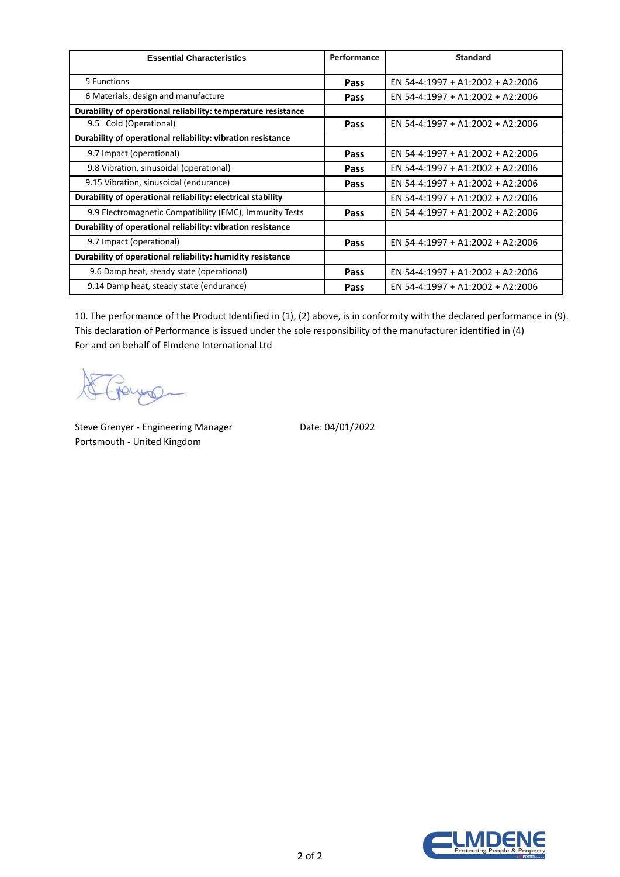| Essential Characteristics | Performance | Standard |
|---|---|---|
| 5 Functions | **Pass** | EN 54-4:1997 + A1:2002 + A2:2006 |
| 6 Materials, design and manufacture | **Pass** | EN 54-4:1997 + A1:2002 + A2:2006 |
| **Durability of operational reliability: temperature resistance** | | |
| 9.5 Cold (Operational) | **Pass** | EN 54-4:1997 + A1:2002 + A2:2006 |
| **Durability of operational reliability: vibration resistance** | | |
| 9.7 Impact (operational) | **Pass** | EN 54-4:1997 + A1:2002 + A2:2006 |
| 9.8 Vibration, sinusoidal (operational) | **Pass** | EN 54-4:1997 + A1:2002 + A2:2006 |
| 9.15 Vibration, sinusoidal (endurance) | **Pass** | EN 54-4:1997 + A1:2002 + A2:2006 |
| **Durability of operational reliability: electrical stability** | | EN 54-4:1997 + A1:2002 + A2:2006 |
| 9.9 Electromagnetic Compatibility (EMC), Immunity Tests | **Pass** | EN 54-4:1997 + A1:2002 + A2:2006 |
| **Durability of operational reliability: vibration resistance** | | |
| 9.7 Impact (operational) | **Pass** | EN 54-4:1997 + A1:2002 + A2:2006 |
| **Durability of operational reliability: humidity resistance** | | |
| 9.6 Damp heat, steady state (operational) | **Pass** | EN 54-4:1997 + A1:2002 + A2:2006 |
| 9.14 Damp heat, steady state (endurance) | **Pass** | EN 54-4:1997 + A1:2002 + A2:2006 |

10. The performance of the Product Identified in (1), (2) above, is in conformity with the declared performance in (9).
This declaration of Performance is issued under the sole responsibility of the manufacturer identified in (4)
For and on behalf of Elmdene International Ltd

Steve Grenyer - Engineering Manager
Portsmouth - United Kingdom

Date: 04/01/2022